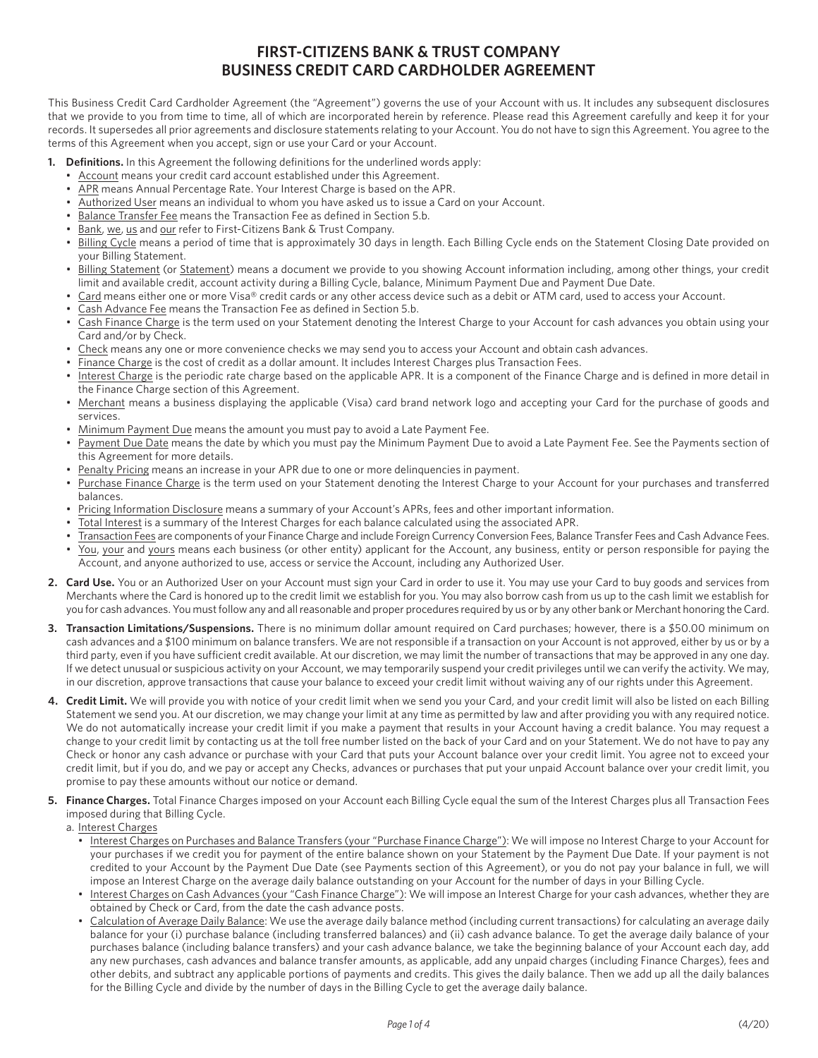# FIRST-CITIZENS BANK & TRUST COMPANY
# BUSINESS CREDIT CARD CARDHOLDER AGREEMENT

This Business Credit Card Cardholder Agreement (the "Agreement") governs the use of your Account with us. It includes any subsequent disclosures that we provide to you from time to time, all of which are incorporated herein by reference. Please read this Agreement carefully and keep it for your records. It supersedes all prior agreements and disclosure statements relating to your Account. You do not have to sign this Agreement. You agree to the terms of this Agreement when you accept, sign or use your Card or your Account.

1. **Definitions.** In this Agreement the following definitions for the underlined words apply:
   - Account means your credit card account established under this Agreement.
   - APR means Annual Percentage Rate. Your Interest Charge is based on the APR.
   - Authorized User means an individual to whom you have asked us to issue a Card on your Account.
   - Balance Transfer Fee means the Transaction Fee as defined in Section 5.b.
   - Bank, we, us and our refer to First-Citizens Bank & Trust Company.
   - Billing Cycle means a period of time that is approximately 30 days in length. Each Billing Cycle ends on the Statement Closing Date provided on your Billing Statement.
   - Billing Statement (or Statement) means a document we provide to you showing Account information including, among other things, your credit limit and available credit, account activity during a Billing Cycle, balance, Minimum Payment Due and Payment Due Date.
   - Card means either one or more Visa® credit cards or any other access device such as a debit or ATM card, used to access your Account.
   - Cash Advance Fee means the Transaction Fee as defined in Section 5.b.
   - Cash Finance Charge is the term used on your Statement denoting the Interest Charge to your Account for cash advances you obtain using your Card and/or by Check.
   - Check means any one or more convenience checks we may send you to access your Account and obtain cash advances.
   - Finance Charge is the cost of credit as a dollar amount. It includes Interest Charges plus Transaction Fees.
   - Interest Charge is the periodic rate charge based on the applicable APR. It is a component of the Finance Charge and is defined in more detail in the Finance Charge section of this Agreement.
   - Merchant means a business displaying the applicable (Visa) card brand network logo and accepting your Card for the purchase of goods and services.
   - Minimum Payment Due means the amount you must pay to avoid a Late Payment Fee.
   - Payment Due Date means the date by which you must pay the Minimum Payment Due to avoid a Late Payment Fee. See the Payments section of this Agreement for more details.
   - Penalty Pricing means an increase in your APR due to one or more delinquencies in payment.
   - Purchase Finance Charge is the term used on your Statement denoting the Interest Charge to your Account for your purchases and transferred balances.
   - Pricing Information Disclosure means a summary of your Account's APRs, fees and other important information.
   - Total Interest is a summary of the Interest Charges for each balance calculated using the associated APR.
   - Transaction Fees are components of your Finance Charge and include Foreign Currency Conversion Fees, Balance Transfer Fees and Cash Advance Fees.
   - You, your and yours means each business (or other entity) applicant for the Account, any business, entity or person responsible for paying the Account, and anyone authorized to use, access or service the Account, including any Authorized User.

2. **Card Use.** You or an Authorized User on your Account must sign your Card in order to use it. You may use your Card to buy goods and services from Merchants where the Card is honored up to the credit limit we establish for you. You may also borrow cash from us up to the cash limit we establish for you for cash advances. You must follow any and all reasonable and proper procedures required by us or by any other bank or Merchant honoring the Card.

3. **Transaction Limitations/Suspensions.** There is no minimum dollar amount required on Card purchases; however, there is a $50.00 minimum on cash advances and a $100 minimum on balance transfers. We are not responsible if a transaction on your Account is not approved, either by us or by a third party, even if you have sufficient credit available. At our discretion, we may limit the number of transactions that may be approved in any one day. If we detect unusual or suspicious activity on your Account, we may temporarily suspend your credit privileges until we can verify the activity. We may, in our discretion, approve transactions that cause your balance to exceed your credit limit without waiving any of our rights under this Agreement.

4. **Credit Limit.** We will provide you with notice of your credit limit when we send you your Card, and your credit limit will also be listed on each Billing Statement we send you. At our discretion, we may change your limit at any time as permitted by law and after providing you with any required notice. We do not automatically increase your credit limit if you make a payment that results in your Account having a credit balance. You may request a change to your credit limit by contacting us at the toll free number listed on the back of your Card and on your Statement. We do not have to pay any Check or honor any cash advance or purchase with your Card that puts your Account balance over your credit limit. You agree not to exceed your credit limit, but if you do, and we pay or accept any Checks, advances or purchases that put your unpaid Account balance over your credit limit, you promise to pay these amounts without our notice or demand.

5. **Finance Charges.** Total Finance Charges imposed on your Account each Billing Cycle equal the sum of the Interest Charges plus all Transaction Fees imposed during that Billing Cycle.

   a. Interest Charges
   - Interest Charges on Purchases and Balance Transfers (your "Purchase Finance Charge"): We will impose no Interest Charge to your Account for your purchases if we credit you for payment of the entire balance shown on your Statement by the Payment Due Date. If your payment is not credited to your Account by the Payment Due Date (see Payments section of this Agreement), or you do not pay your balance in full, we will impose an Interest Charge on the average daily balance outstanding on your Account for the number of days in your Billing Cycle.
   - Interest Charges on Cash Advances (your "Cash Finance Charge"): We will impose an Interest Charge for your cash advances, whether they are obtained by Check or Card, from the date the cash advance posts.
   - Calculation of Average Daily Balance: We use the average daily balance method (including current transactions) for calculating an average daily balance for your (i) purchase balance (including transferred balances) and (ii) cash advance balance. To get the average daily balance of your purchases balance (including balance transfers) and your cash advance balance, we take the beginning balance of your Account each day, add any new purchases, cash advances and balance transfer amounts, as applicable, add any unpaid charges (including Finance Charges), fees and other debits, and subtract any applicable portions of payments and credits. This gives the daily balance. Then we add up all the daily balances for the Billing Cycle and divide by the number of days in the Billing Cycle to get the average daily balance.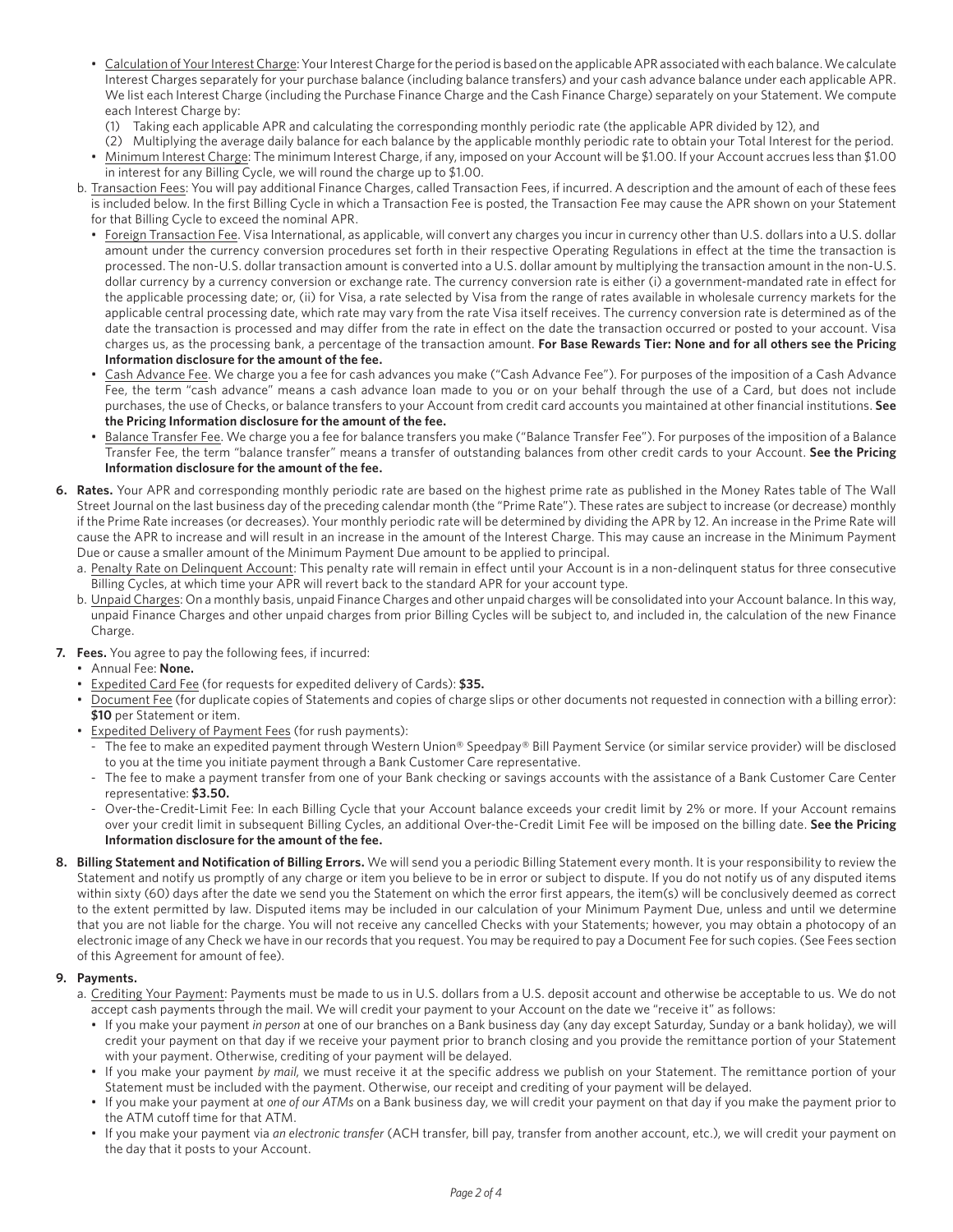- Calculation of Your Interest Charge: Your Interest Charge for the period is based on the applicable APR associated with each balance. We calculate Interest Charges separately for your purchase balance (including balance transfers) and your cash advance balance under each applicable APR. We list each Interest Charge (including the Purchase Finance Charge and the Cash Finance Charge) separately on your Statement. We compute each Interest Charge by:
  (1) Taking each applicable APR and calculating the corresponding monthly periodic rate (the applicable APR divided by 12), and
  (2) Multiplying the average daily balance for each balance by the applicable monthly periodic rate to obtain your Total Interest for the period.
- Minimum Interest Charge: The minimum Interest Charge, if any, imposed on your Account will be $1.00. If your Account accrues less than $1.00 in interest for any Billing Cycle, we will round the charge up to $1.00.

b. Transaction Fees: You will pay additional Finance Charges, called Transaction Fees, if incurred. A description and the amount of each of these fees is included below. In the first Billing Cycle in which a Transaction Fee is posted, the Transaction Fee may cause the APR shown on your Statement for that Billing Cycle to exceed the nominal APR.

- Foreign Transaction Fee. Visa International, as applicable, will convert any charges you incur in currency other than U.S. dollars into a U.S. dollar amount under the currency conversion procedures set forth in their respective Operating Regulations in effect at the time the transaction is processed. The non-U.S. dollar transaction amount is converted into a U.S. dollar amount by multiplying the transaction amount in the non-U.S. dollar currency by a currency conversion or exchange rate. The currency conversion rate is either (i) a government-mandated rate in effect for the applicable processing date; or, (ii) for Visa, a rate selected by Visa from the range of rates available in wholesale currency markets for the applicable central processing date, which rate may vary from the rate Visa itself receives. The currency conversion rate is determined as of the date the transaction is processed and may differ from the rate in effect on the date the transaction occurred or posted to your account. Visa charges us, as the processing bank, a percentage of the transaction amount. **For Base Rewards Tier: None and for all others see the Pricing Information disclosure for the amount of the fee.**
- Cash Advance Fee. We charge you a fee for cash advances you make ("Cash Advance Fee"). For purposes of the imposition of a Cash Advance Fee, the term "cash advance" means a cash advance loan made to you or on your behalf through the use of a Card, but does not include purchases, the use of Checks, or balance transfers to your Account from credit card accounts you maintained at other financial institutions. **See the Pricing Information disclosure for the amount of the fee.**
- Balance Transfer Fee. We charge you a fee for balance transfers you make ("Balance Transfer Fee"). For purposes of the imposition of a Balance Transfer Fee, the term "balance transfer" means a transfer of outstanding balances from other credit cards to your Account. **See the Pricing Information disclosure for the amount of the fee.**

**6. Rates.** Your APR and corresponding monthly periodic rate are based on the highest prime rate as published in the Money Rates table of The Wall Street Journal on the last business day of the preceding calendar month (the "Prime Rate"). These rates are subject to increase (or decrease) monthly if the Prime Rate increases (or decreases). Your monthly periodic rate will be determined by dividing the APR by 12. An increase in the Prime Rate will cause the APR to increase and will result in an increase in the amount of the Interest Charge. This may cause an increase in the Minimum Payment Due or cause a smaller amount of the Minimum Payment Due amount to be applied to principal.

a. Penalty Rate on Delinquent Account: This penalty rate will remain in effect until your Account is in a non-delinquent status for three consecutive Billing Cycles, at which time your APR will revert back to the standard APR for your account type.

b. Unpaid Charges: On a monthly basis, unpaid Finance Charges and other unpaid charges will be consolidated into your Account balance. In this way, unpaid Finance Charges and other unpaid charges from prior Billing Cycles will be subject to, and included in, the calculation of the new Finance Charge.

**7. Fees.** You agree to pay the following fees, if incurred:

- Annual Fee: **None.**
- Expedited Card Fee (for requests for expedited delivery of Cards): **$35.**
- Document Fee (for duplicate copies of Statements and copies of charge slips or other documents not requested in connection with a billing error): **$10** per Statement or item.
- Expedited Delivery of Payment Fees (for rush payments):
  - The fee to make an expedited payment through Western Union® Speedpay® Bill Payment Service (or similar service provider) will be disclosed to you at the time you initiate payment through a Bank Customer Care representative.
  - The fee to make a payment transfer from one of your Bank checking or savings accounts with the assistance of a Bank Customer Care Center representative: **$3.50.**
  - Over-the-Credit-Limit Fee: In each Billing Cycle that your Account balance exceeds your credit limit by 2% or more. If your Account remains over your credit limit in subsequent Billing Cycles, an additional Over-the-Credit Limit Fee will be imposed on the billing date. **See the Pricing Information disclosure for the amount of the fee.**

**8. Billing Statement and Notification of Billing Errors.** We will send you a periodic Billing Statement every month. It is your responsibility to review the Statement and notify us promptly of any charge or item you believe to be in error or subject to dispute. If you do not notify us of any disputed items within sixty (60) days after the date we send you the Statement on which the error first appears, the item(s) will be conclusively deemed as correct to the extent permitted by law. Disputed items may be included in our calculation of your Minimum Payment Due, unless and until we determine that you are not liable for the charge. You will not receive any cancelled Checks with your Statements; however, you may obtain a photocopy of an electronic image of any Check we have in our records that you request. You may be required to pay a Document Fee for such copies. (See Fees section of this Agreement for amount of fee).

**9. Payments.**

a. Crediting Your Payment: Payments must be made to us in U.S. dollars from a U.S. deposit account and otherwise be acceptable to us. We do not accept cash payments through the mail. We will credit your payment to your Account on the date we "receive it" as follows:

- If you make your payment *in person* at one of our branches on a Bank business day (any day except Saturday, Sunday or a bank holiday), we will credit your payment on that day if we receive your payment prior to branch closing and you provide the remittance portion of your Statement with your payment. Otherwise, crediting of your payment will be delayed.
- If you make your payment *by mail*, we must receive it at the specific address we publish on your Statement. The remittance portion of your Statement must be included with the payment. Otherwise, our receipt and crediting of your payment will be delayed.
- If you make your payment at *one of our ATMs* on a Bank business day, we will credit your payment on that day if you make the payment prior to the ATM cutoff time for that ATM.
- If you make your payment via *an electronic transfer* (ACH transfer, bill pay, transfer from another account, etc.), we will credit your payment on the day that it posts to your Account.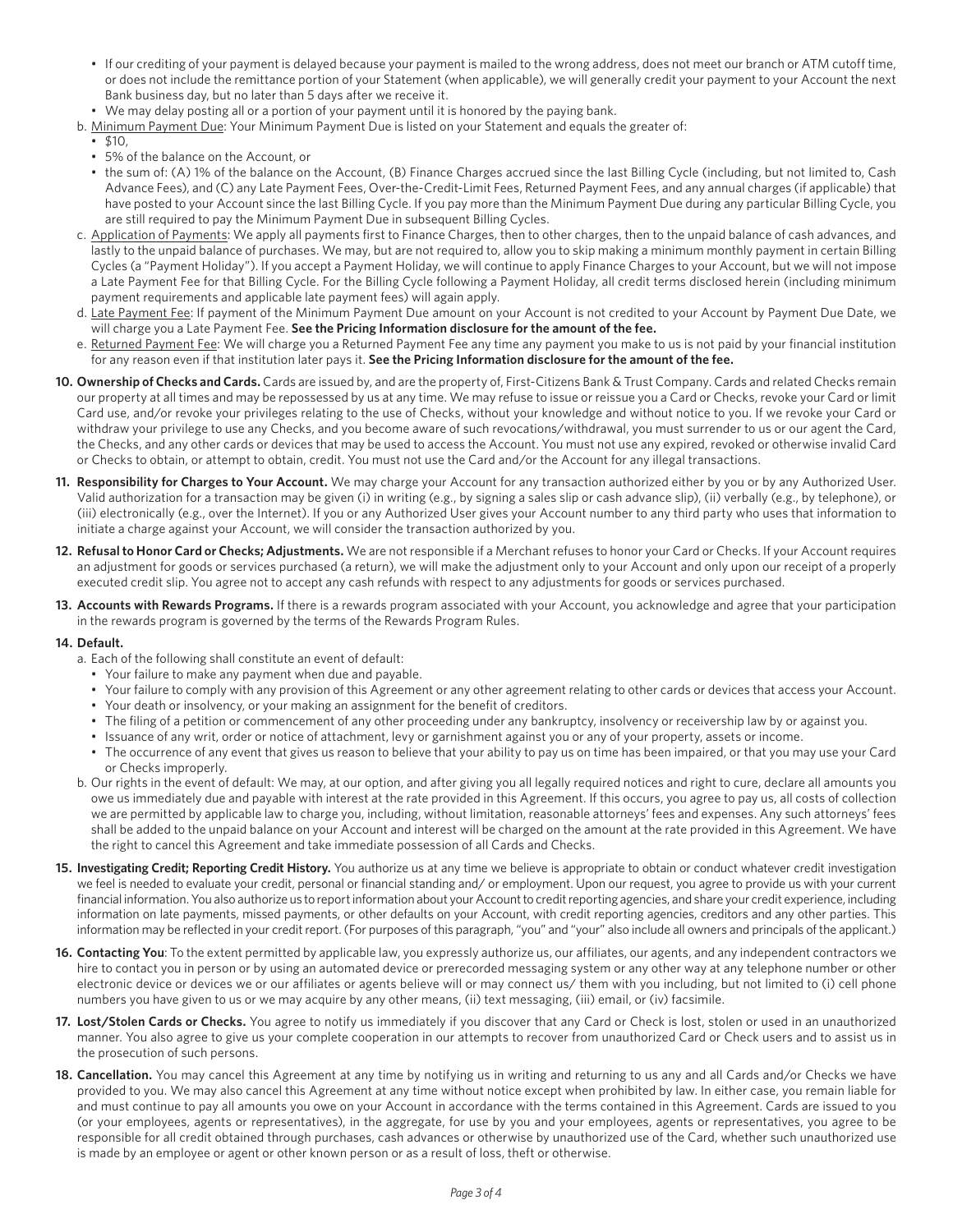- If our crediting of your payment is delayed because your payment is mailed to the wrong address, does not meet our branch or ATM cutoff time, or does not include the remittance portion of your Statement (when applicable), we will generally credit your payment to your Account the next Bank business day, but no later than 5 days after we receive it.
- We may delay posting all or a portion of your payment until it is honored by the paying bank.

b. Minimum Payment Due: Your Minimum Payment Due is listed on your Statement and equals the greater of:

- $10,
- 5% of the balance on the Account, or
- the sum of: (A) 1% of the balance on the Account, (B) Finance Charges accrued since the last Billing Cycle (including, but not limited to, Cash Advance Fees), and (C) any Late Payment Fees, Over-the-Credit-Limit Fees, Returned Payment Fees, and any annual charges (if applicable) that have posted to your Account since the last Billing Cycle. If you pay more than the Minimum Payment Due during any particular Billing Cycle, you are still required to pay the Minimum Payment Due in subsequent Billing Cycles.

c. Application of Payments: We apply all payments first to Finance Charges, then to other charges, then to the unpaid balance of cash advances, and lastly to the unpaid balance of purchases. We may, but are not required to, allow you to skip making a minimum monthly payment in certain Billing Cycles (a "Payment Holiday"). If you accept a Payment Holiday, we will continue to apply Finance Charges to your Account, but we will not impose a Late Payment Fee for that Billing Cycle. For the Billing Cycle following a Payment Holiday, all credit terms disclosed herein (including minimum payment requirements and applicable late payment fees) will again apply.

d. Late Payment Fee: If payment of the Minimum Payment Due amount on your Account is not credited to your Account by Payment Due Date, we will charge you a Late Payment Fee. **See the Pricing Information disclosure for the amount of the fee.**

e. Returned Payment Fee: We will charge you a Returned Payment Fee any time any payment you make to us is not paid by your financial institution for any reason even if that institution later pays it. **See the Pricing Information disclosure for the amount of the fee.**

**10. Ownership of Checks and Cards.** Cards are issued by, and are the property of, First-Citizens Bank & Trust Company. Cards and related Checks remain our property at all times and may be repossessed by us at any time. We may refuse to issue or reissue you a Card or Checks, revoke your Card or limit Card use, and/or revoke your privileges relating to the use of Checks, without your knowledge and without notice to you. If we revoke your Card or withdraw your privilege to use any Checks, and you become aware of such revocations/withdrawal, you must surrender to us or our agent the Card, the Checks, and any other cards or devices that may be used to access the Account. You must not use any expired, revoked or otherwise invalid Card or Checks to obtain, or attempt to obtain, credit. You must not use the Card and/or the Account for any illegal transactions.

**11. Responsibility for Charges to Your Account.** We may charge your Account for any transaction authorized either by you or by any Authorized User. Valid authorization for a transaction may be given (i) in writing (e.g., by signing a sales slip or cash advance slip), (ii) verbally (e.g., by telephone), or (iii) electronically (e.g., over the Internet). If you or any Authorized User gives your Account number to any third party who uses that information to initiate a charge against your Account, we will consider the transaction authorized by you.

**12. Refusal to Honor Card or Checks; Adjustments.** We are not responsible if a Merchant refuses to honor your Card or Checks. If your Account requires an adjustment for goods or services purchased (a return), we will make the adjustment only to your Account and only upon our receipt of a properly executed credit slip. You agree not to accept any cash refunds with respect to any adjustments for goods or services purchased.

**13. Accounts with Rewards Programs.** If there is a rewards program associated with your Account, you acknowledge and agree that your participation in the rewards program is governed by the terms of the Rewards Program Rules.

**14. Default.**

a. Each of the following shall constitute an event of default:

- Your failure to make any payment when due and payable.
- Your failure to comply with any provision of this Agreement or any other agreement relating to other cards or devices that access your Account.
- Your death or insolvency, or your making an assignment for the benefit of creditors.
- The filing of a petition or commencement of any other proceeding under any bankruptcy, insolvency or receivership law by or against you.
- Issuance of any writ, order or notice of attachment, levy or garnishment against you or any of your property, assets or income.
- The occurrence of any event that gives us reason to believe that your ability to pay us on time has been impaired, or that you may use your Card or Checks improperly.

b. Our rights in the event of default: We may, at our option, and after giving you all legally required notices and right to cure, declare all amounts you owe us immediately due and payable with interest at the rate provided in this Agreement. If this occurs, you agree to pay us, all costs of collection we are permitted by applicable law to charge you, including, without limitation, reasonable attorneys' fees and expenses. Any such attorneys' fees shall be added to the unpaid balance on your Account and interest will be charged on the amount at the rate provided in this Agreement. We have the right to cancel this Agreement and take immediate possession of all Cards and Checks.

**15. Investigating Credit; Reporting Credit History.** You authorize us at any time we believe is appropriate to obtain or conduct whatever credit investigation we feel is needed to evaluate your credit, personal or financial standing and/ or employment. Upon our request, you agree to provide us with your current financial information. You also authorize us to report information about your Account to credit reporting agencies, and share your credit experience, including information on late payments, missed payments, or other defaults on your Account, with credit reporting agencies, creditors and any other parties. This information may be reflected in your credit report. (For purposes of this paragraph, "you" and "your" also include all owners and principals of the applicant.)

**16. Contacting You**: To the extent permitted by applicable law, you expressly authorize us, our affiliates, our agents, and any independent contractors we hire to contact you in person or by using an automated device or prerecorded messaging system or any other way at any telephone number or other electronic device or devices we or our affiliates or agents believe will or may connect us/ them with you including, but not limited to (i) cell phone numbers you have given to us or we may acquire by any other means, (ii) text messaging, (iii) email, or (iv) facsimile.

**17. Lost/Stolen Cards or Checks.** You agree to notify us immediately if you discover that any Card or Check is lost, stolen or used in an unauthorized manner. You also agree to give us your complete cooperation in our attempts to recover from unauthorized Card or Check users and to assist us in the prosecution of such persons.

**18. Cancellation.** You may cancel this Agreement at any time by notifying us in writing and returning to us any and all Cards and/or Checks we have provided to you. We may also cancel this Agreement at any time without notice except when prohibited by law. In either case, you remain liable for and must continue to pay all amounts you owe on your Account in accordance with the terms contained in this Agreement. Cards are issued to you (or your employees, agents or representatives), in the aggregate, for use by you and your employees, agents or representatives, you agree to be responsible for all credit obtained through purchases, cash advances or otherwise by unauthorized use of the Card, whether such unauthorized use is made by an employee or agent or other known person or as a result of loss, theft or otherwise.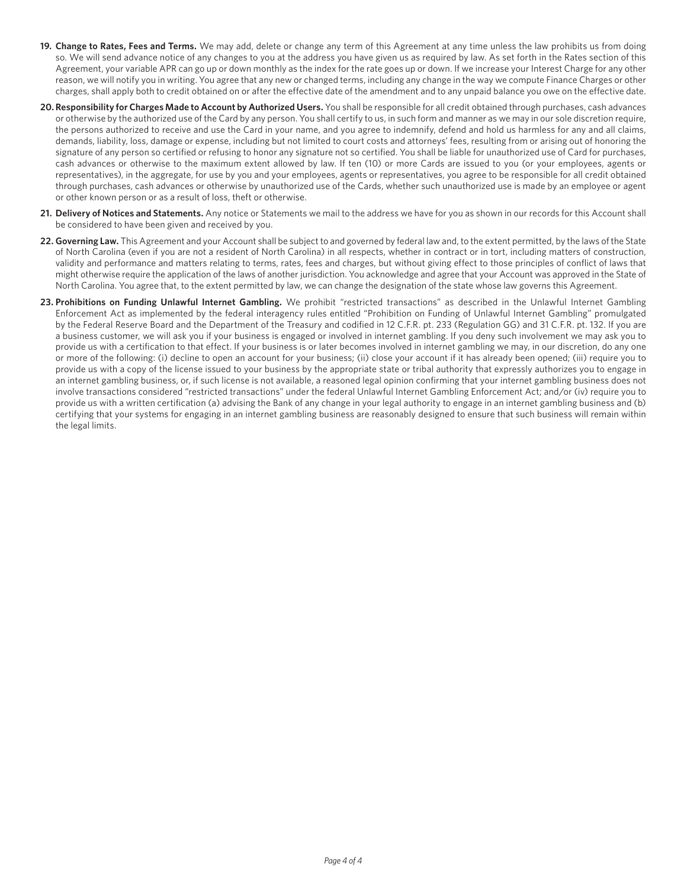19. **Change to Rates, Fees and Terms.** We may add, delete or change any term of this Agreement at any time unless the law prohibits us from doing so. We will send advance notice of any changes to you at the address you have given us as required by law. As set forth in the Rates section of this Agreement, your variable APR can go up or down monthly as the index for the rate goes up or down. If we increase your Interest Charge for any other reason, we will notify you in writing. You agree that any new or changed terms, including any change in the way we compute Finance Charges or other charges, shall apply both to credit obtained on or after the effective date of the amendment and to any unpaid balance you owe on the effective date.

20. **Responsibility for Charges Made to Account by Authorized Users.** You shall be responsible for all credit obtained through purchases, cash advances or otherwise by the authorized use of the Card by any person. You shall certify to us, in such form and manner as we may in our sole discretion require, the persons authorized to receive and use the Card in your name, and you agree to indemnify, defend and hold us harmless for any and all claims, demands, liability, loss, damage or expense, including but not limited to court costs and attorneys' fees, resulting from or arising out of honoring the signature of any person so certified or refusing to honor any signature not so certified. You shall be liable for unauthorized use of Card for purchases, cash advances or otherwise to the maximum extent allowed by law. If ten (10) or more Cards are issued to you (or your employees, agents or representatives), in the aggregate, for use by you and your employees, agents or representatives, you agree to be responsible for all credit obtained through purchases, cash advances or otherwise by unauthorized use of the Cards, whether such unauthorized use is made by an employee or agent or other known person or as a result of loss, theft or otherwise.

21. **Delivery of Notices and Statements.** Any notice or Statements we mail to the address we have for you as shown in our records for this Account shall be considered to have been given and received by you.

22. **Governing Law.** This Agreement and your Account shall be subject to and governed by federal law and, to the extent permitted, by the laws of the State of North Carolina (even if you are not a resident of North Carolina) in all respects, whether in contract or in tort, including matters of construction, validity and performance and matters relating to terms, rates, fees and charges, but without giving effect to those principles of conflict of laws that might otherwise require the application of the laws of another jurisdiction. You acknowledge and agree that your Account was approved in the State of North Carolina. You agree that, to the extent permitted by law, we can change the designation of the state whose law governs this Agreement.

23. **Prohibitions on Funding Unlawful Internet Gambling.** We prohibit "restricted transactions" as described in the Unlawful Internet Gambling Enforcement Act as implemented by the federal interagency rules entitled "Prohibition on Funding of Unlawful Internet Gambling" promulgated by the Federal Reserve Board and the Department of the Treasury and codified in 12 C.F.R. pt. 233 (Regulation GG) and 31 C.F.R. pt. 132. If you are a business customer, we will ask you if your business is engaged or involved in internet gambling. If you deny such involvement we may ask you to provide us with a certification to that effect. If your business is or later becomes involved in internet gambling we may, in our discretion, do any one or more of the following: (i) decline to open an account for your business; (ii) close your account if it has already been opened; (iii) require you to provide us with a copy of the license issued to your business by the appropriate state or tribal authority that expressly authorizes you to engage in an internet gambling business, or, if such license is not available, a reasoned legal opinion confirming that your internet gambling business does not involve transactions considered "restricted transactions" under the federal Unlawful Internet Gambling Enforcement Act; and/or (iv) require you to provide us with a written certification (a) advising the Bank of any change in your legal authority to engage in an internet gambling business and (b) certifying that your systems for engaging in an internet gambling business are reasonably designed to ensure that such business will remain within the legal limits.